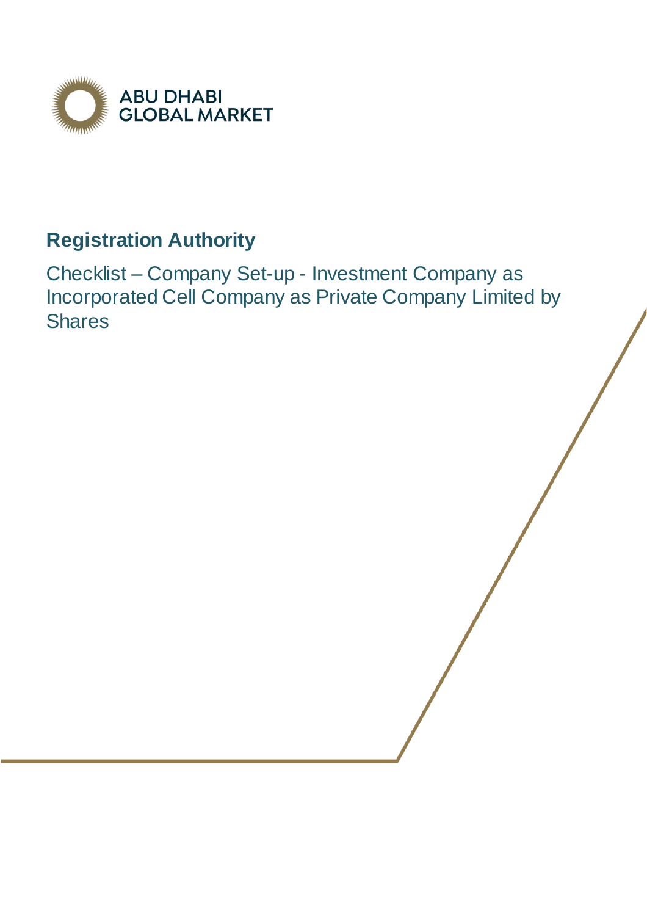ABU DHABI GLOBAL MARKET

# Registration Authority

Checklist – Company Set-up - Investment Company as Incorporated Cell Company as Private Company Limited by Shares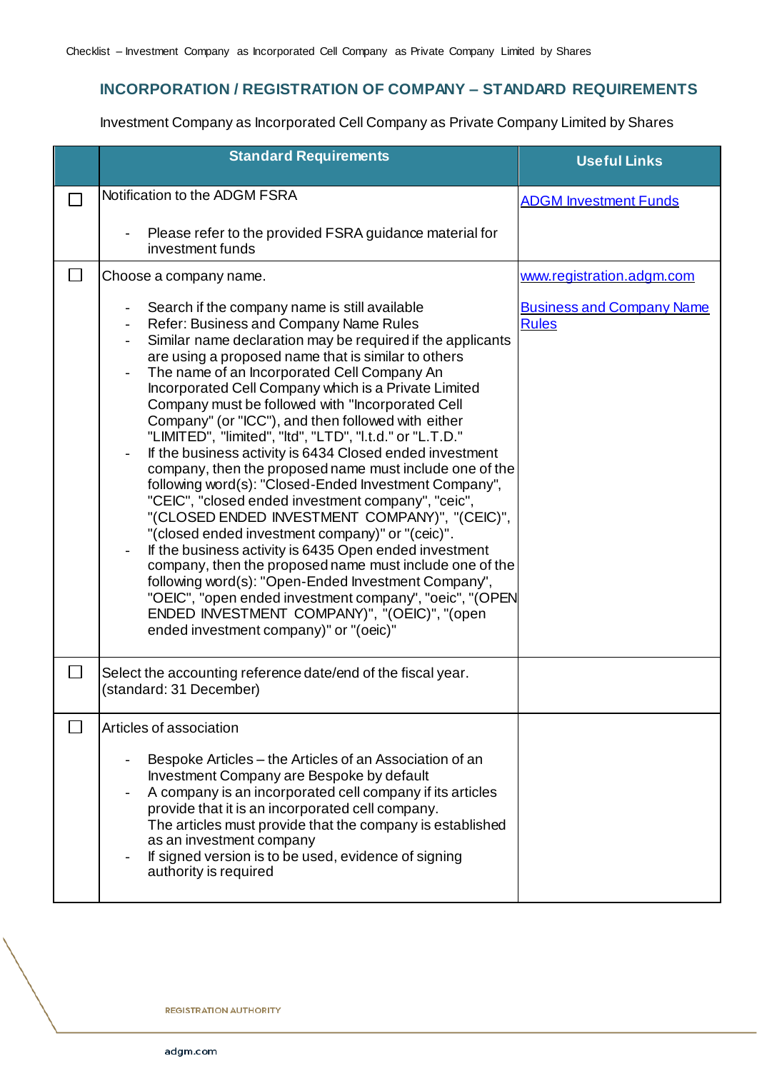## INCORPORATION / REGISTRATION OF COMPANY – STANDARD REQUIREMENTS

Investment Company as Incorporated Cell Company as Private Company Limited by Shares

| | Standard Requirements | Useful Links |
|---|---|---|
| ☐ | Notification to the ADGM FSRA<br><br>- Please refer to the provided FSRA guidance material for investment funds | ADGM Investment Funds |
| ☐ | Choose a company name.<br><br>- Search if the company name is still available<br>- Refer: Business and Company Name Rules<br>- Similar name declaration may be required if the applicants are using a proposed name that is similar to others<br>- The name of an Incorporated Cell Company An Incorporated Cell Company which is a Private Limited Company must be followed with "Incorporated Cell Company" (or "ICC"), and then followed with either "LIMITED", "limited", "ltd", "LTD", "l.t.d." or "L.T.D."<br>- If the business activity is 6434 Closed ended investment company, then the proposed name must include one of the following word(s): "Closed-Ended Investment Company", "CEIC", "closed ended investment company", "ceic", "(CLOSED ENDED INVESTMENT COMPANY)", "(CEIC)", "(closed ended investment company)" or "(ceic)".<br>- If the business activity is 6435 Open ended investment company, then the proposed name must include one of the following word(s): "Open-Ended Investment Company", "OEIC", "open ended investment company", "oeic", "(OPEN ENDED INVESTMENT COMPANY)", "(OEIC)", "(open ended investment company)" or "(oeic)" | www.registration.adgm.com<br><br>Business and Company Name Rules |
| ☐ | Select the accounting reference date/end of the fiscal year. (standard: 31 December) | |
| ☐ | Articles of association<br><br>- Bespoke Articles – the Articles of an Association of an Investment Company are Bespoke by default<br>- A company is an incorporated cell company if its articles provide that it is an incorporated cell company. The articles must provide that the company is established as an investment company<br>- If signed version is to be used, evidence of signing authority is required | |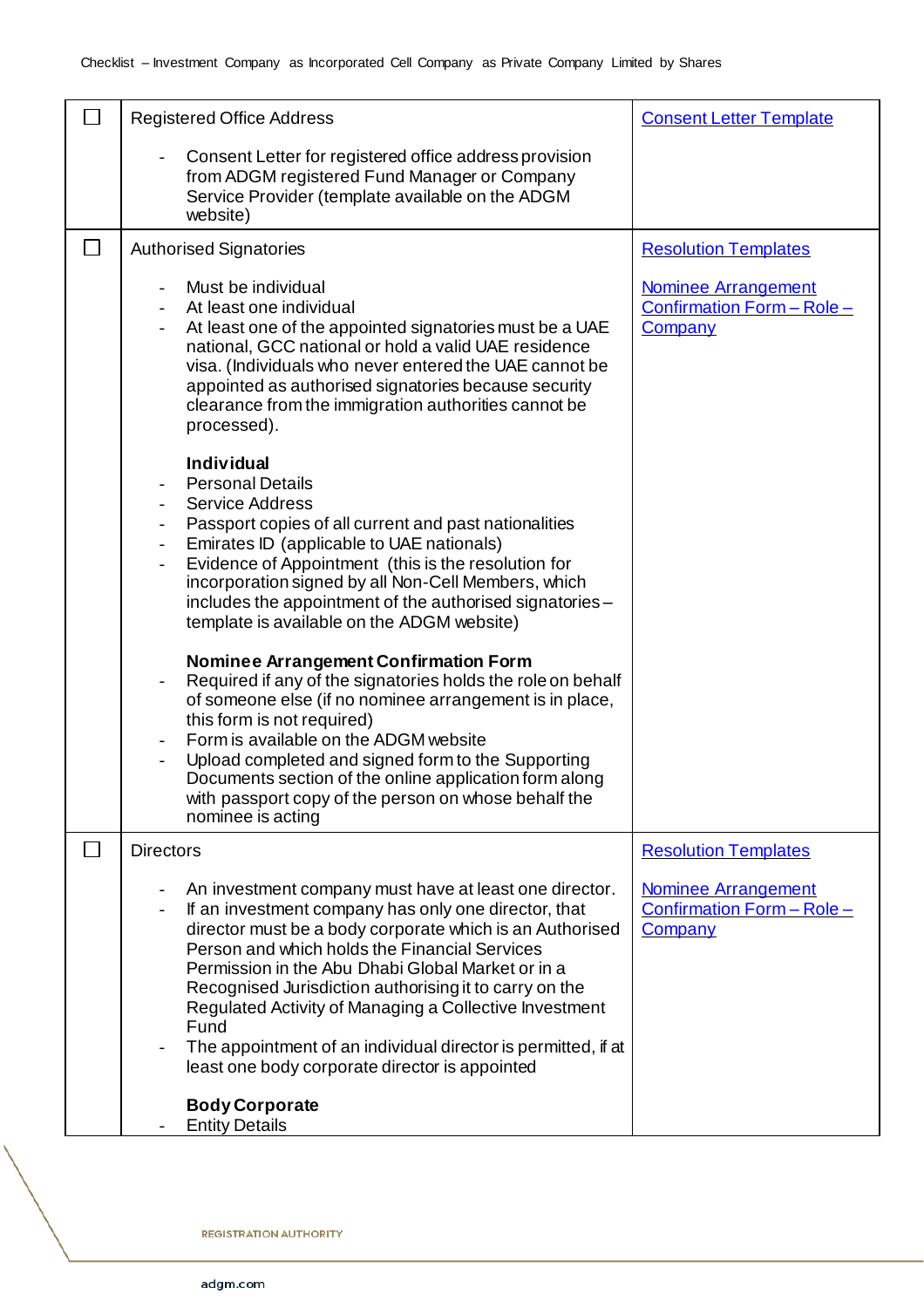| ☐ | Registered Office Address<br><br>- Consent Letter for registered office address provision from ADGM registered Fund Manager or Company Service Provider (template available on the ADGM website) | Consent Letter Template |
|---|---|---|
| ☐ | Authorised Signatories<br><br>- Must be individual<br>- At least one individual<br>- At least one of the appointed signatories must be a UAE national, GCC national or hold a valid UAE residence visa. (Individuals who never entered the UAE cannot be appointed as authorised signatories because security clearance from the immigration authorities cannot be processed).<br><br>**Individual**<br>- Personal Details<br>- Service Address<br>- Passport copies of all current and past nationalities<br>- Emirates ID (applicable to UAE nationals)<br>- Evidence of Appointment (this is the resolution for incorporation signed by all Non-Cell Members, which includes the appointment of the authorised signatories – template is available on the ADGM website)<br><br>**Nominee Arrangement Confirmation Form**<br>- Required if any of the signatories holds the role on behalf of someone else (if no nominee arrangement is in place, this form is not required)<br>- Form is available on the ADGM website<br>- Upload completed and signed form to the Supporting Documents section of the online application form along with passport copy of the person on whose behalf the nominee is acting | Resolution Templates<br><br>Nominee Arrangement Confirmation Form – Role – Company |
| ☐ | Directors<br><br>- An investment company must have at least one director.<br>- If an investment company has only one director, that director must be a body corporate which is an Authorised Person and which holds the Financial Services Permission in the Abu Dhabi Global Market or in a Recognised Jurisdiction authorising it to carry on the Regulated Activity of Managing a Collective Investment Fund<br>- The appointment of an individual director is permitted, if at least one body corporate director is appointed<br><br>**Body Corporate**<br>- Entity Details | Resolution Templates<br><br>Nominee Arrangement Confirmation Form – Role – Company |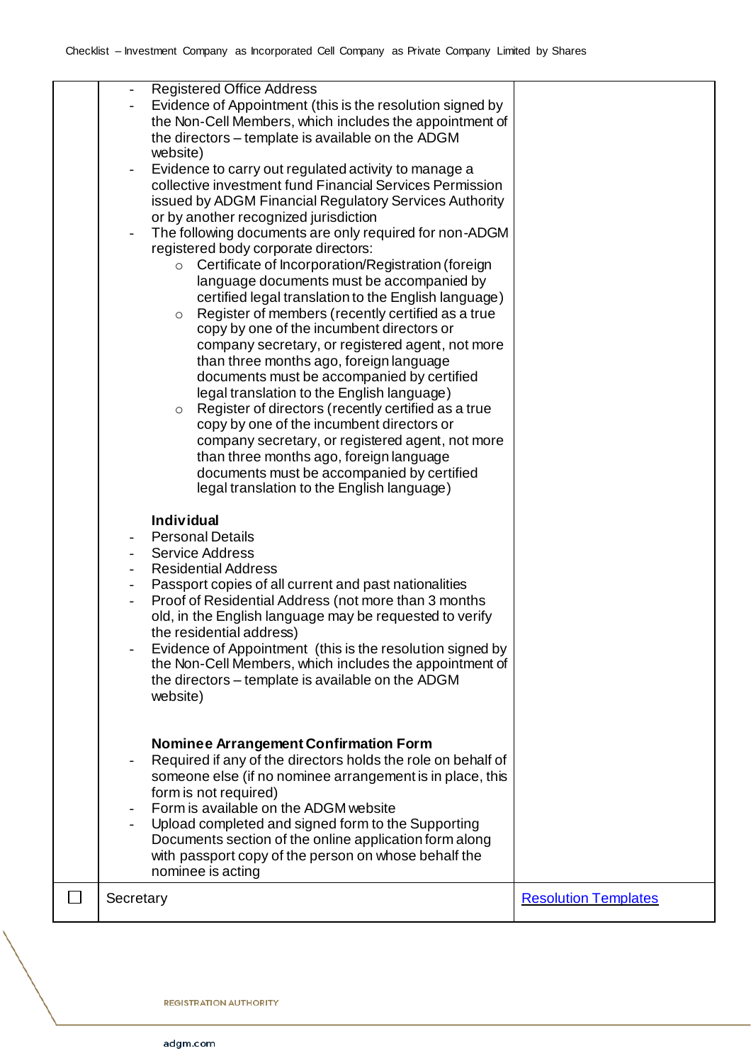| | | |
|---|---|---|
| | - Registered Office Address<br>- Evidence of Appointment (this is the resolution signed by the Non-Cell Members, which includes the appointment of the directors – template is available on the ADGM website)<br>- Evidence to carry out regulated activity to manage a collective investment fund Financial Services Permission issued by ADGM Financial Regulatory Services Authority or by another recognized jurisdiction<br>- The following documents are only required for non-ADGM registered body corporate directors:<br>&nbsp;&nbsp;&nbsp;&nbsp;○ Certificate of Incorporation/Registration (foreign language documents must be accompanied by certified legal translation to the English language)<br>&nbsp;&nbsp;&nbsp;&nbsp;○ Register of members (recently certified as a true copy by one of the incumbent directors or company secretary, or registered agent, not more than three months ago, foreign language documents must be accompanied by certified legal translation to the English language)<br>&nbsp;&nbsp;&nbsp;&nbsp;○ Register of directors (recently certified as a true copy by one of the incumbent directors or company secretary, or registered agent, not more than three months ago, foreign language documents must be accompanied by certified legal translation to the English language)<br><br>**Individual**<br>- Personal Details<br>- Service Address<br>- Residential Address<br>- Passport copies of all current and past nationalities<br>- Proof of Residential Address (not more than 3 months old, in the English language may be requested to verify the residential address)<br>- Evidence of Appointment (this is the resolution signed by the Non-Cell Members, which includes the appointment of the directors – template is available on the ADGM website)<br><br>**Nominee Arrangement Confirmation Form**<br>- Required if any of the directors holds the role on behalf of someone else (if no nominee arrangement is in place, this form is not required)<br>- Form is available on the ADGM website<br>- Upload completed and signed form to the Supporting Documents section of the online application form along with passport copy of the person on whose behalf the nominee is acting | |
| ☐ | Secretary | Resolution Templates |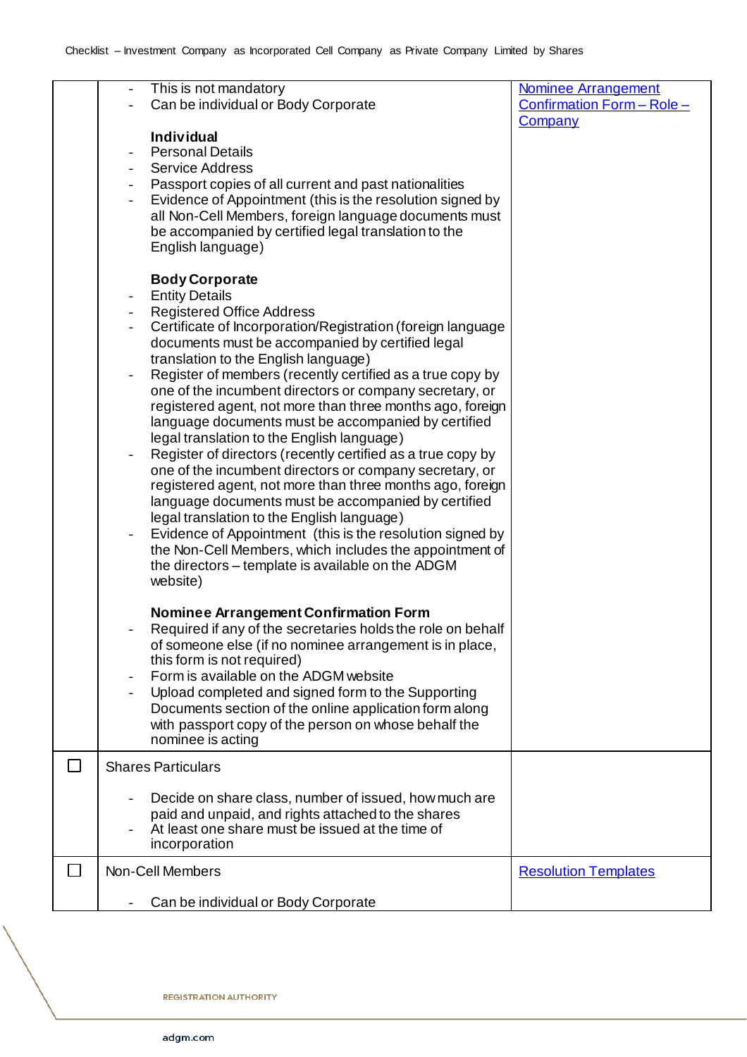| | | |
|---|---|---|
| | - This is not mandatory<br>- Can be individual or Body Corporate<br><br>**Individual**<br>- Personal Details<br>- Service Address<br>- Passport copies of all current and past nationalities<br>- Evidence of Appointment (this is the resolution signed by all Non-Cell Members, foreign language documents must be accompanied by certified legal translation to the English language)<br><br>**Body Corporate**<br>- Entity Details<br>- Registered Office Address<br>- Certificate of Incorporation/Registration (foreign language documents must be accompanied by certified legal translation to the English language)<br>- Register of members (recently certified as a true copy by one of the incumbent directors or company secretary, or registered agent, not more than three months ago, foreign language documents must be accompanied by certified legal translation to the English language)<br>- Register of directors (recently certified as a true copy by one of the incumbent directors or company secretary, or registered agent, not more than three months ago, foreign language documents must be accompanied by certified legal translation to the English language)<br>- Evidence of Appointment (this is the resolution signed by the Non-Cell Members, which includes the appointment of the directors – template is available on the ADGM website)<br><br>**Nominee Arrangement Confirmation Form**<br>- Required if any of the secretaries holds the role on behalf of someone else (if no nominee arrangement is in place, this form is not required)<br>- Form is available on the ADGM website<br>- Upload completed and signed form to the Supporting Documents section of the online application form along with passport copy of the person on whose behalf the nominee is acting | Nominee Arrangement Confirmation Form – Role – Company |
| ☐ | Shares Particulars<br><br>- Decide on share class, number of issued, how much are paid and unpaid, and rights attached to the shares<br>- At least one share must be issued at the time of incorporation | |
| ☐ | Non-Cell Members<br><br>- Can be individual or Body Corporate | Resolution Templates |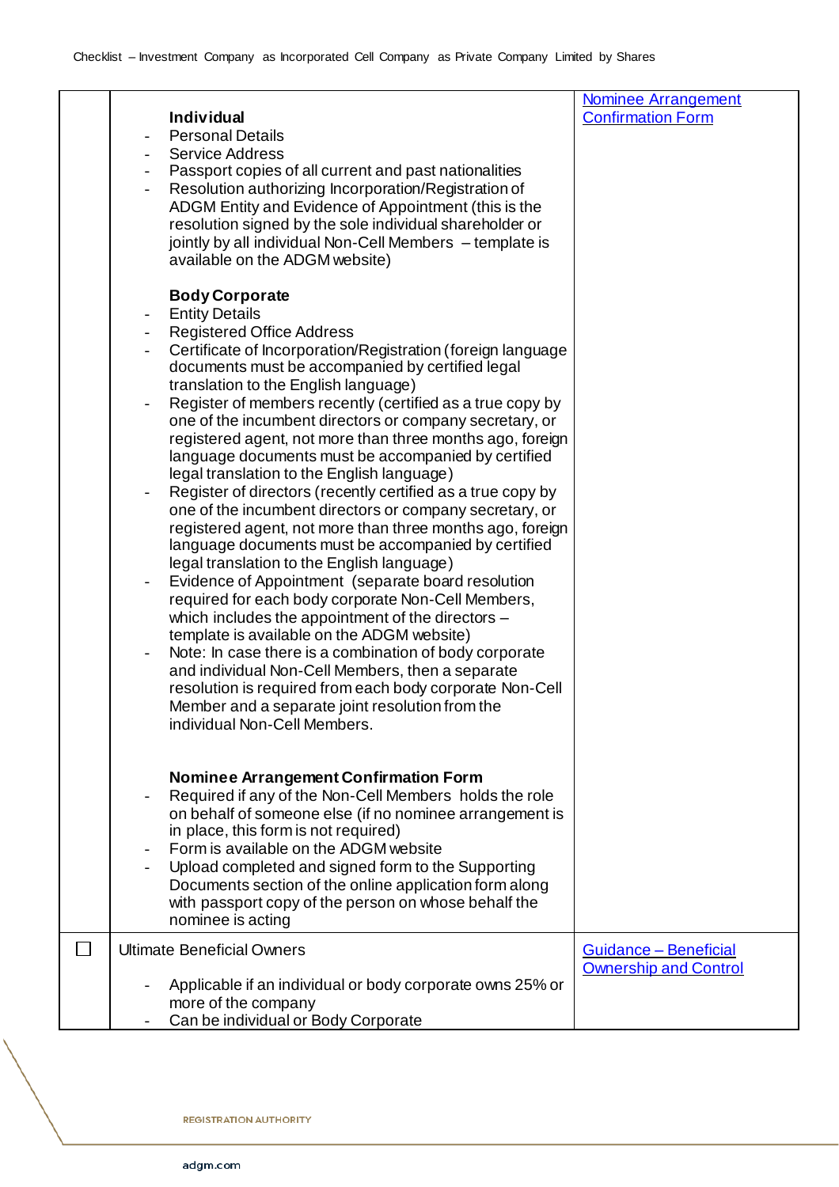| | | |
|---|---|---|
| | **Individual**<br>- Personal Details<br>- Service Address<br>- Passport copies of all current and past nationalities<br>- Resolution authorizing Incorporation/Registration of ADGM Entity and Evidence of Appointment (this is the resolution signed by the sole individual shareholder or jointly by all individual Non-Cell Members – template is available on the ADGM website)<br><br>**Body Corporate**<br>- Entity Details<br>- Registered Office Address<br>- Certificate of Incorporation/Registration (foreign language documents must be accompanied by certified legal translation to the English language)<br>- Register of members recently (certified as a true copy by one of the incumbent directors or company secretary, or registered agent, not more than three months ago, foreign language documents must be accompanied by certified legal translation to the English language)<br>- Register of directors (recently certified as a true copy by one of the incumbent directors or company secretary, or registered agent, not more than three months ago, foreign language documents must be accompanied by certified legal translation to the English language)<br>- Evidence of Appointment (separate board resolution required for each body corporate Non-Cell Members, which includes the appointment of the directors – template is available on the ADGM website)<br>- Note: In case there is a combination of body corporate and individual Non-Cell Members, then a separate resolution is required from each body corporate Non-Cell Member and a separate joint resolution from the individual Non-Cell Members.<br><br>**Nominee Arrangement Confirmation Form**<br>- Required if any of the Non-Cell Members holds the role on behalf of someone else (if no nominee arrangement is in place, this form is not required)<br>- Form is available on the ADGM website<br>- Upload completed and signed form to the Supporting Documents section of the online application form along with passport copy of the person on whose behalf the nominee is acting | Nominee Arrangement Confirmation Form |
| ☐ | Ultimate Beneficial Owners<br><br>- Applicable if an individual or body corporate owns 25% or more of the company<br>- Can be individual or Body Corporate | Guidance – Beneficial Ownership and Control |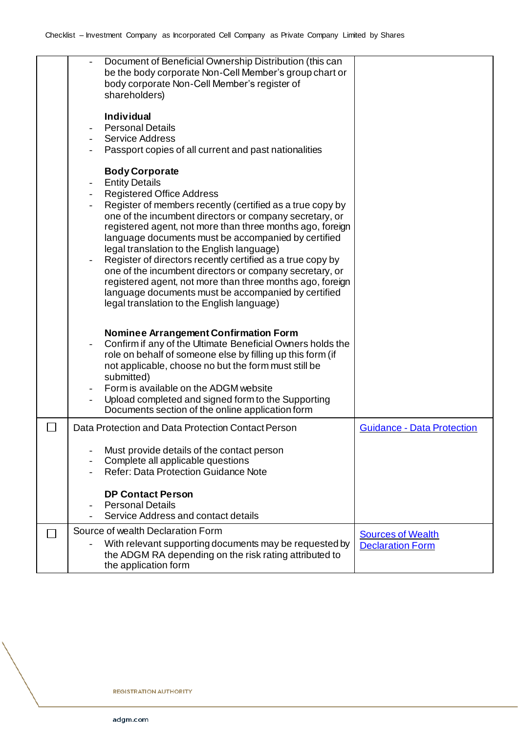| | | |
|---|---|---|
| | - Document of Beneficial Ownership Distribution (this can be the body corporate Non-Cell Member's group chart or body corporate Non-Cell Member's register of shareholders)<br><br>**Individual**<br>- Personal Details<br>- Service Address<br>- Passport copies of all current and past nationalities<br><br>**Body Corporate**<br>- Entity Details<br>- Registered Office Address<br>- Register of members recently (certified as a true copy by one of the incumbent directors or company secretary, or registered agent, not more than three months ago, foreign language documents must be accompanied by certified legal translation to the English language)<br>- Register of directors recently certified as a true copy by one of the incumbent directors or company secretary, or registered agent, not more than three months ago, foreign language documents must be accompanied by certified legal translation to the English language)<br><br>**Nominee Arrangement Confirmation Form**<br>- Confirm if any of the Ultimate Beneficial Owners holds the role on behalf of someone else by filling up this form (if not applicable, choose no but the form must still be submitted)<br>- Form is available on the ADGM website<br>- Upload completed and signed form to the Supporting Documents section of the online application form | |
| ☐ | Data Protection and Data Protection Contact Person<br><br>- Must provide details of the contact person<br>- Complete all applicable questions<br>- Refer: Data Protection Guidance Note<br><br>**DP Contact Person**<br>- Personal Details<br>- Service Address and contact details | Guidance - Data Protection |
| ☐ | Source of wealth Declaration Form<br>- With relevant supporting documents may be requested by the ADGM RA depending on the risk rating attributed to the application form | Sources of Wealth Declaration Form |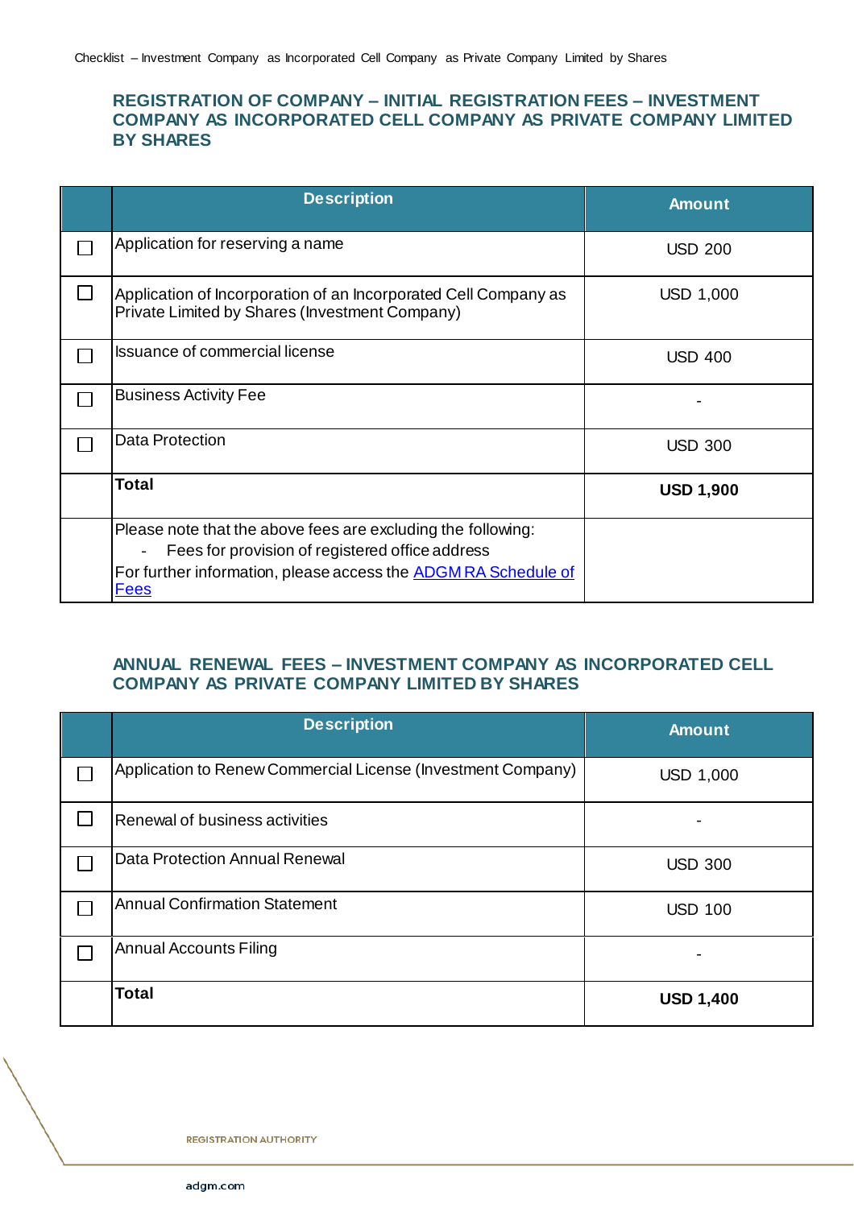## REGISTRATION OF COMPANY – INITIAL REGISTRATION FEES – INVESTMENT COMPANY AS INCORPORATED CELL COMPANY AS PRIVATE COMPANY LIMITED BY SHARES

| | Description | Amount |
|---|---|---|
| ☐ | Application for reserving a name | USD 200 |
| ☐ | Application of Incorporation of an Incorporated Cell Company as Private Limited by Shares (Investment Company) | USD 1,000 |
| ☐ | Issuance of commercial license | USD 400 |
| ☐ | Business Activity Fee | - |
| ☐ | Data Protection | USD 300 |
| | **Total** | **USD 1,900** |
| | Please note that the above fees are excluding the following: - Fees for provision of registered office address. For further information, please access the ADGM RA Schedule of Fees | |

## ANNUAL RENEWAL FEES – INVESTMENT COMPANY AS INCORPORATED CELL COMPANY AS PRIVATE COMPANY LIMITED BY SHARES

| | Description | Amount |
|---|---|---|
| ☐ | Application to Renew Commercial License (Investment Company) | USD 1,000 |
| ☐ | Renewal of business activities | - |
| ☐ | Data Protection Annual Renewal | USD 300 |
| ☐ | Annual Confirmation Statement | USD 100 |
| ☐ | Annual Accounts Filing | - |
| | **Total** | **USD 1,400** |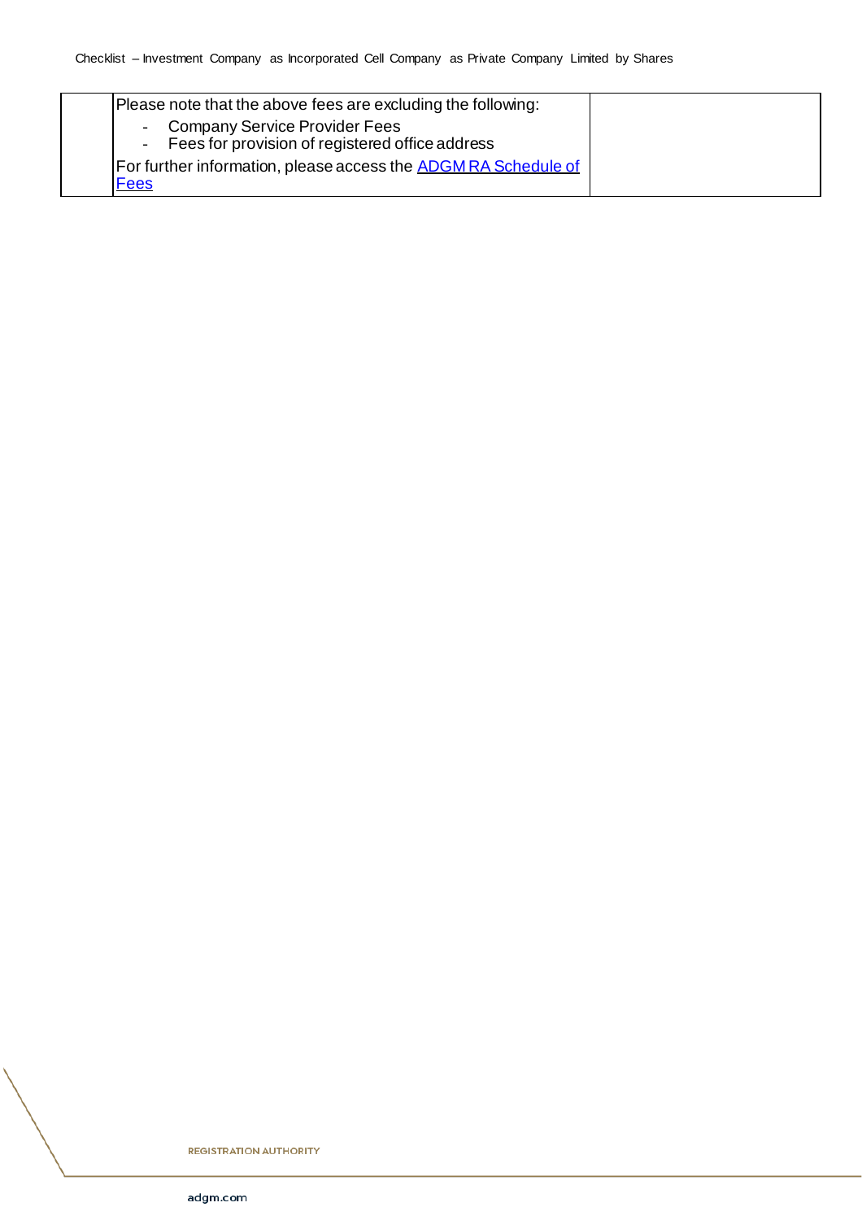| | | |
|---|---|---|
| | Please note that the above fees are excluding the following:<br>- Company Service Provider Fees<br>- Fees for provision of registered office address<br>For further information, please access the ADGM RA Schedule of Fees | |